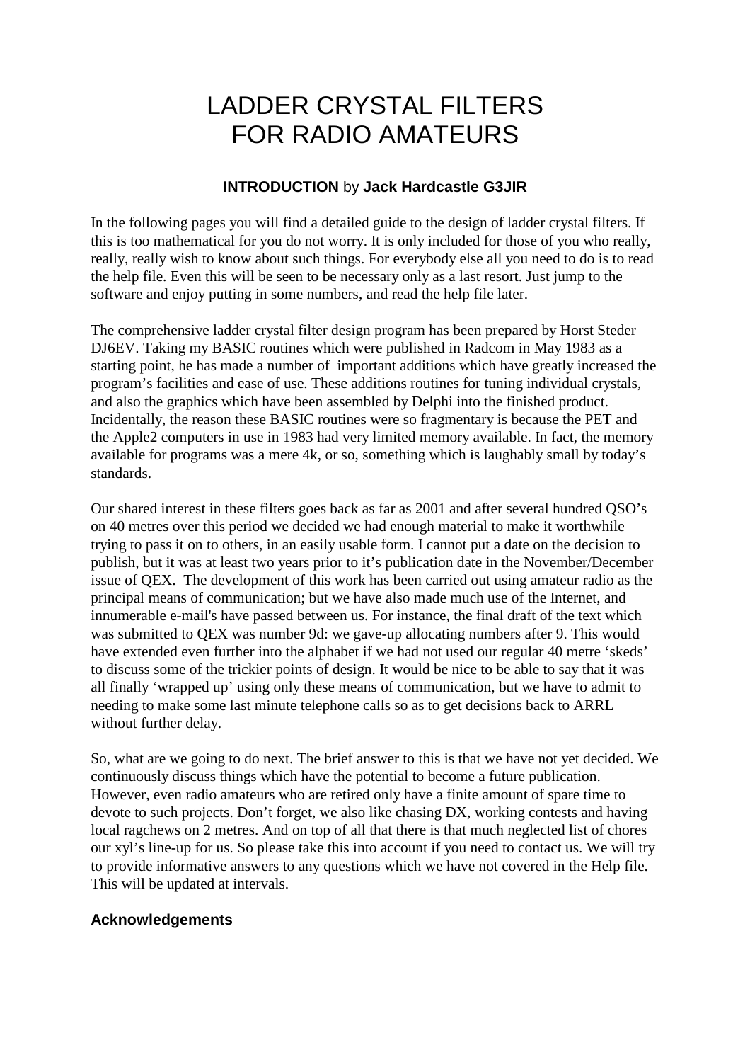# LADDER CRYSTAL FILTERS FOR RADIO AMATEURS

**INTRODUCTION** by **Jack Hardcastle G3JIR**

In the following pages you will find a detailed guide to the design of ladder crystal filters. If this is too mathematical for you do not worry. It is only included for those of you who really, really, really wish to know about such things. For everybody else all you need to do is to read the help file. Even this will be seen to be necessary only as a last resort. Just jump to the software and enjoy putting in some numbers, and read the help file later.

The comprehensive ladder crystal filter design program has been prepared by Horst Steder DJ6EV. Taking my BASIC routines which were published in Radcom in May 1983 as a starting point, he has made a number of important additions which have greatly increased the program's facilities and ease of use. These additions routines for tuning individual crystals, and also the graphics which have been assembled by Delphi into the finished product. Incidentally, the reason these BASIC routines were so fragmentary is because the PET and the Apple2 computers in use in 1983 had very limited memory available. In fact, the memory available for programs was a mere 4k, or so, something which is laughably small by today's standards.

Our shared interest in these filters goes back as far as 2001 and after several hundred QSO's on 40 metres over this period we decided we had enough material to make it worthwhile trying to pass it on to others, in an easily usable form. I cannot put a date on the decision to publish, but it was at least two years prior to it's publication date in the November/December issue of QEX. The development of this work has been carried out using amateur radio as the principal means of communication; but we have also made much use of the Internet, and innumerable e-mail's have passed between us. For instance, the final draft of the text which was submitted to QEX was number 9d: we gave-up allocating numbers after 9. This would have extended even further into the alphabet if we had not used our regular 40 metre 'skeds' to discuss some of the trickier points of design. It would be nice to be able to say that it was all finally 'wrapped up' using only these means of communication, but we have to admit to needing to make some last minute telephone calls so as to get decisions back to ARRL without further delay.

So, what are we going to do next. The brief answer to this is that we have not yet decided. We continuously discuss things which have the potential to become a future publication. However, even radio amateurs who are retired only have a finite amount of spare time to devote to such projects. Don't forget, we also like chasing DX, working contests and having local ragchews on 2 metres. And on top of all that there is that much neglected list of chores our xyl's line-up for us. So please take this into account if you need to contact us. We will try to provide informative answers to any questions which we have not covered in the Help file. This will be updated at intervals.

### Acknowledgements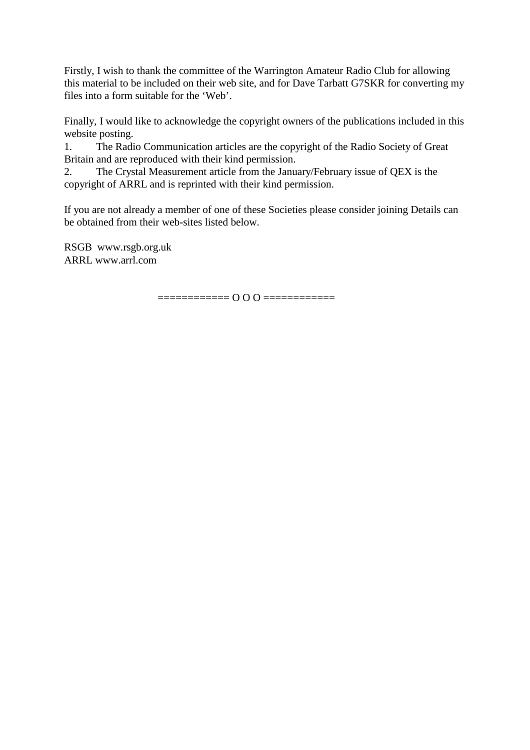Firstly, I wish to thank the committee of the Warrington Amateur Radio Club for allowing this material to be included on their web site, and for Dave Tarbatt G7SKR for converting my files into a form suitable for the 'Web'.

Finally, I would like to acknowledge the copyright owners of the publications included in this website posting.

1. The Radio Communication articles are the copyright of the Radio Society of Great Britain and are reproduced with their kind permission.
2. The Crystal Measurement article from the January/February issue of QEX is the copyright of ARRL and is reprinted with their kind permission.

If you are not already a member of one of these Societies please consider joining Details can be obtained from their web-sites listed below.

RSGB www.rsgb.org.uk
ARRL www.arrl.com

============ O O O ============